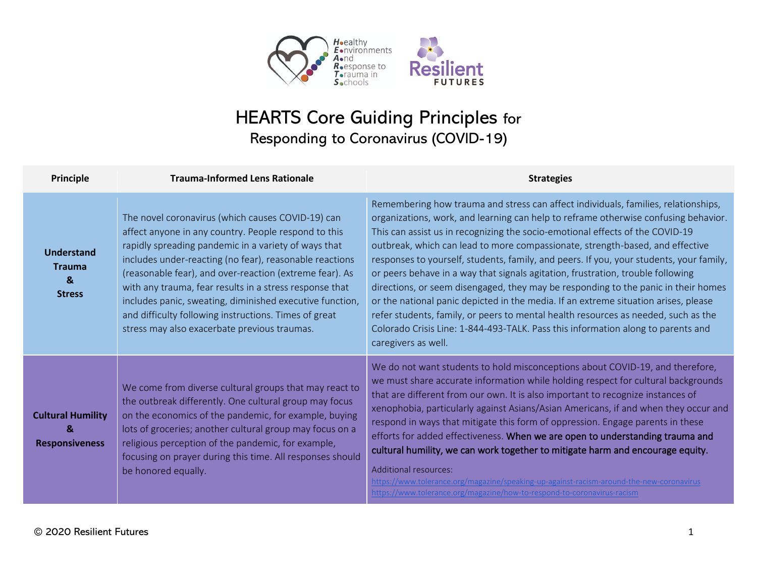Healthy Environments And Response to Trauma in Schools

Resilient FUTURES

# HEARTS Core Guiding Principles for Responding to Coronavirus (COVID-19)

| Principle | Trauma-Informed Lens Rationale | Strategies |
|---|---|---|
| **Understand Trauma & Stress** | The novel coronavirus (which causes COVID-19) can affect anyone in any country. People respond to this rapidly spreading pandemic in a variety of ways that includes under-reacting (no fear), reasonable reactions (reasonable fear), and over-reaction (extreme fear). As with any trauma, fear results in a stress response that includes panic, sweating, diminished executive function, and difficulty following instructions. Times of great stress may also exacerbate previous traumas. | Remembering how trauma and stress can affect individuals, families, relationships, organizations, work, and learning can help to reframe otherwise confusing behavior. This can assist us in recognizing the socio-emotional effects of the COVID-19 outbreak, which can lead to more compassionate, strength-based, and effective responses to yourself, students, family, and peers. If you, your students, your family, or peers behave in a way that signals agitation, frustration, trouble following directions, or seem disengaged, they may be responding to the panic in their homes or the national panic depicted in the media. If an extreme situation arises, please refer students, family, or peers to mental health resources as needed, such as the Colorado Crisis Line: 1-844-493-TALK. Pass this information along to parents and caregivers as well. |
| **Cultural Humility & Responsiveness** | We come from diverse cultural groups that may react to the outbreak differently. One cultural group may focus on the economics of the pandemic, for example, buying lots of groceries; another cultural group may focus on a religious perception of the pandemic, for example, focusing on prayer during this time. All responses should be honored equally. | We do not want students to hold misconceptions about COVID-19, and therefore, we must share accurate information while holding respect for cultural backgrounds that are different from our own. It is also important to recognize instances of xenophobia, particularly against Asians/Asian Americans, if and when they occur and respond in ways that mitigate this form of oppression. Engage parents in these efforts for added effectiveness. **When we are open to understanding trauma and cultural humility, we can work together to mitigate harm and encourage equity.** <br><br> Additional resources: <br> https://www.tolerance.org/magazine/speaking-up-against-racism-around-the-new-coronavirus <br> https://www.tolerance.org/magazine/how-to-respond-to-coronavirus-racism |

© 2020 Resilient Futures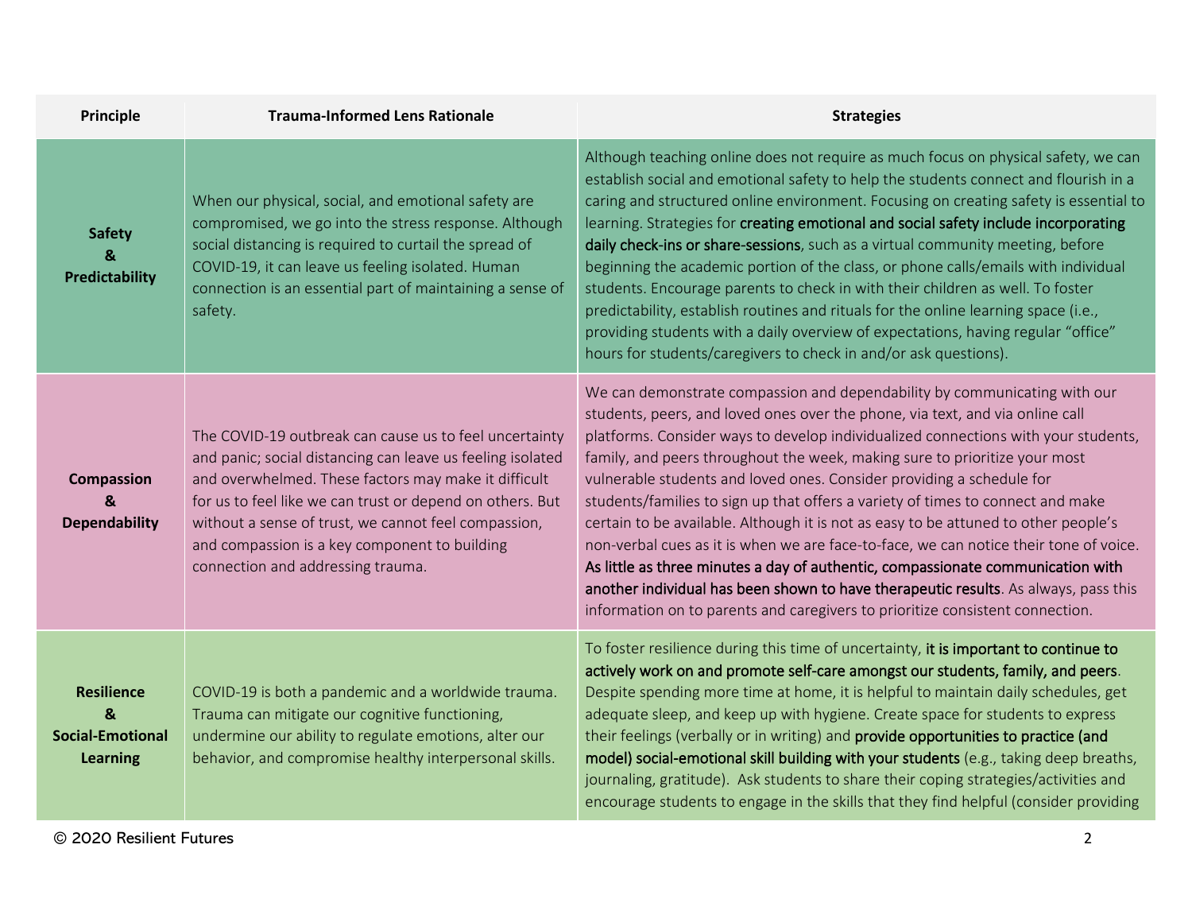| Principle | Trauma-Informed Lens Rationale | Strategies |
|---|---|---|
| **Safety & Predictability** | When our physical, social, and emotional safety are compromised, we go into the stress response. Although social distancing is required to curtail the spread of COVID-19, it can leave us feeling isolated. Human connection is an essential part of maintaining a sense of safety. | Although teaching online does not require as much focus on physical safety, we can establish social and emotional safety to help the students connect and flourish in a caring and structured online environment. Focusing on creating safety is essential to learning. Strategies for creating emotional and social safety include incorporating daily check-ins or share-sessions, such as a virtual community meeting, before beginning the academic portion of the class, or phone calls/emails with individual students. Encourage parents to check in with their children as well. To foster predictability, establish routines and rituals for the online learning space (i.e., providing students with a daily overview of expectations, having regular "office" hours for students/caregivers to check in and/or ask questions). |
| **Compassion & Dependability** | The COVID-19 outbreak can cause us to feel uncertainty and panic; social distancing can leave us feeling isolated and overwhelmed. These factors may make it difficult for us to feel like we can trust or depend on others. But without a sense of trust, we cannot feel compassion, and compassion is a key component to building connection and addressing trauma. | We can demonstrate compassion and dependability by communicating with our students, peers, and loved ones over the phone, via text, and via online call platforms. Consider ways to develop individualized connections with your students, family, and peers throughout the week, making sure to prioritize your most vulnerable students and loved ones. Consider providing a schedule for students/families to sign up that offers a variety of times to connect and make certain to be available. Although it is not as easy to be attuned to other people's non-verbal cues as it is when we are face-to-face, we can notice their tone of voice. As little as three minutes a day of authentic, compassionate communication with another individual has been shown to have therapeutic results. As always, pass this information on to parents and caregivers to prioritize consistent connection. |
| **Resilience & Social-Emotional Learning** | COVID-19 is both a pandemic and a worldwide trauma. Trauma can mitigate our cognitive functioning, undermine our ability to regulate emotions, alter our behavior, and compromise healthy interpersonal skills. | To foster resilience during this time of uncertainty, it is important to continue to actively work on and promote self-care amongst our students, family, and peers. Despite spending more time at home, it is helpful to maintain daily schedules, get adequate sleep, and keep up with hygiene. Create space for students to express their feelings (verbally or in writing) and provide opportunities to practice (and model) social-emotional skill building with your students (e.g., taking deep breaths, journaling, gratitude). Ask students to share their coping strategies/activities and encourage students to engage in the skills that they find helpful (consider providing |

© 2020 Resilient Futures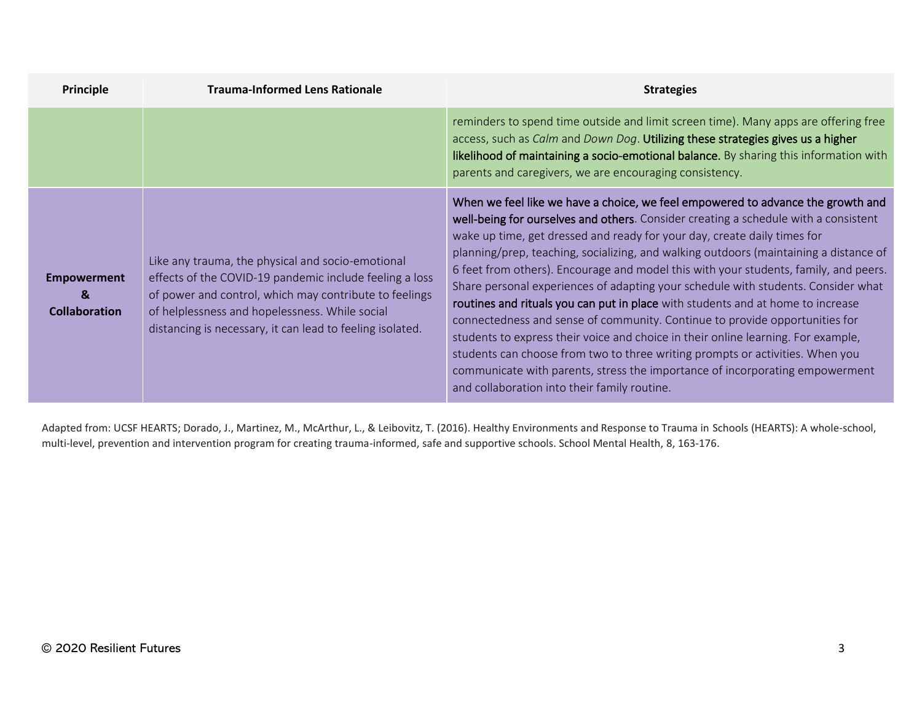| Principle | Trauma-Informed Lens Rationale | Strategies |
|---|---|---|
| | | reminders to spend time outside and limit screen time). Many apps are offering free access, such as *Calm* and *Down Dog*. **Utilizing these strategies gives us a higher likelihood of maintaining a socio-emotional balance.** By sharing this information with parents and caregivers, we are encouraging consistency. |
| **Empowerment & Collaboration** | Like any trauma, the physical and socio-emotional effects of the COVID-19 pandemic include feeling a loss of power and control, which may contribute to feelings of helplessness and hopelessness. While social distancing is necessary, it can lead to feeling isolated. | **When we feel like we have a choice, we feel empowered to advance the growth and well-being for ourselves and others**. Consider creating a schedule with a consistent wake up time, get dressed and ready for your day, create daily times for planning/prep, teaching, socializing, and walking outdoors (maintaining a distance of 6 feet from others). Encourage and model this with your students, family, and peers. Share personal experiences of adapting your schedule with students. Consider what **routines and rituals you can put in place** with students and at home to increase connectedness and sense of community. Continue to provide opportunities for students to express their voice and choice in their online learning. For example, students can choose from two to three writing prompts or activities. When you communicate with parents, stress the importance of incorporating empowerment and collaboration into their family routine. |

Adapted from: UCSF HEARTS; Dorado, J., Martinez, M., McArthur, L., & Leibovitz, T. (2016). Healthy Environments and Response to Trauma in Schools (HEARTS): A whole-school, multi-level, prevention and intervention program for creating trauma-informed, safe and supportive schools. School Mental Health, 8, 163-176.

© 2020 Resilient Futures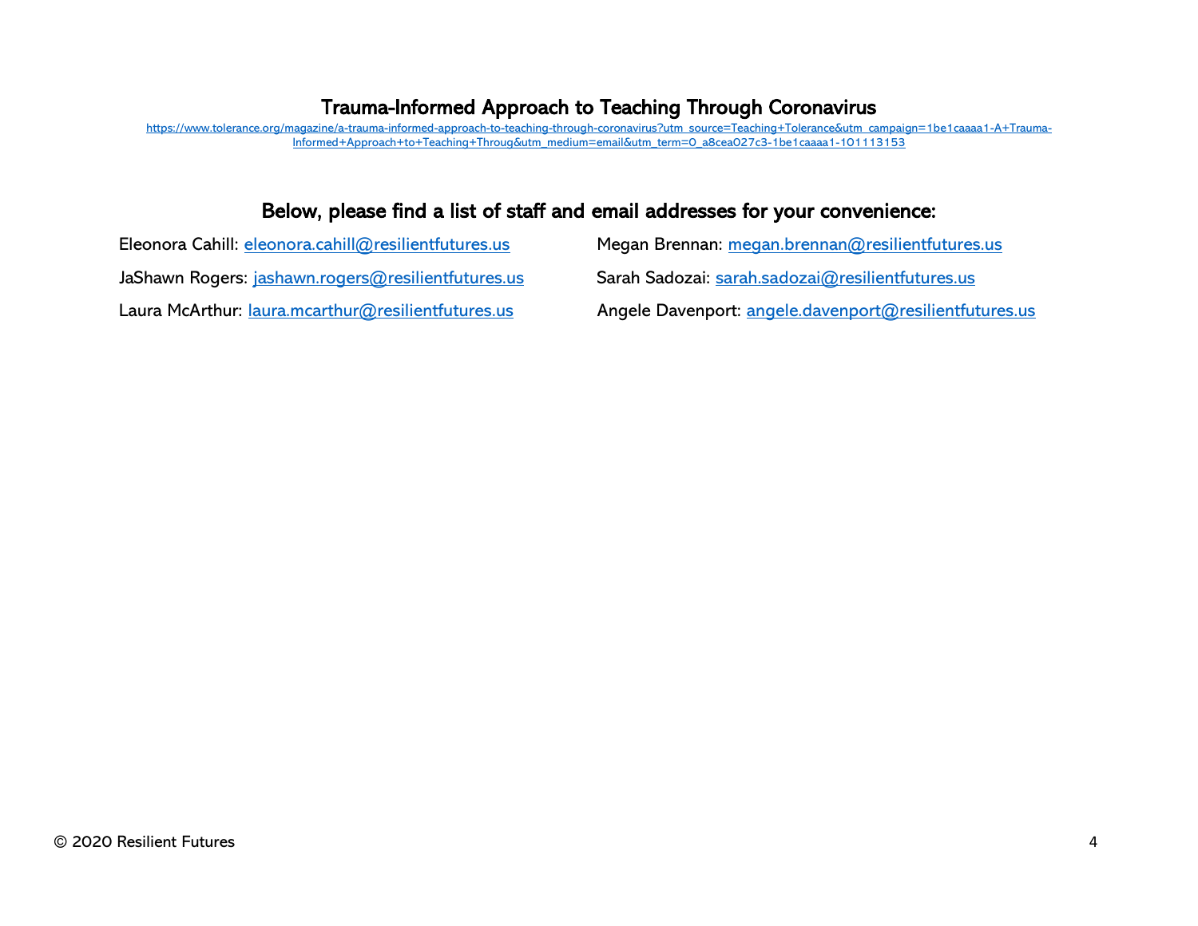## Trauma-Informed Approach to Teaching Through Coronavirus

https://www.tolerance.org/magazine/a-trauma-informed-approach-to-teaching-through-coronavirus?utm_source=Teaching+Tolerance&utm_campaign=1be1caaaa1-A+Trauma-Informed+Approach+to+Teaching+Throug&utm_medium=email&utm_term=0_a8cea027c3-1be1caaaa1-101113153

## Below, please find a list of staff and email addresses for your convenience:

Eleonora Cahill: eleonora.cahill@resilientfutures.us

JaShawn Rogers: jashawn.rogers@resilientfutures.us

Laura McArthur: laura.mcarthur@resilientfutures.us

Megan Brennan: megan.brennan@resilientfutures.us

Sarah Sadozai: sarah.sadozai@resilientfutures.us

Angele Davenport: angele.davenport@resilientfutures.us

© 2020 Resilient Futures